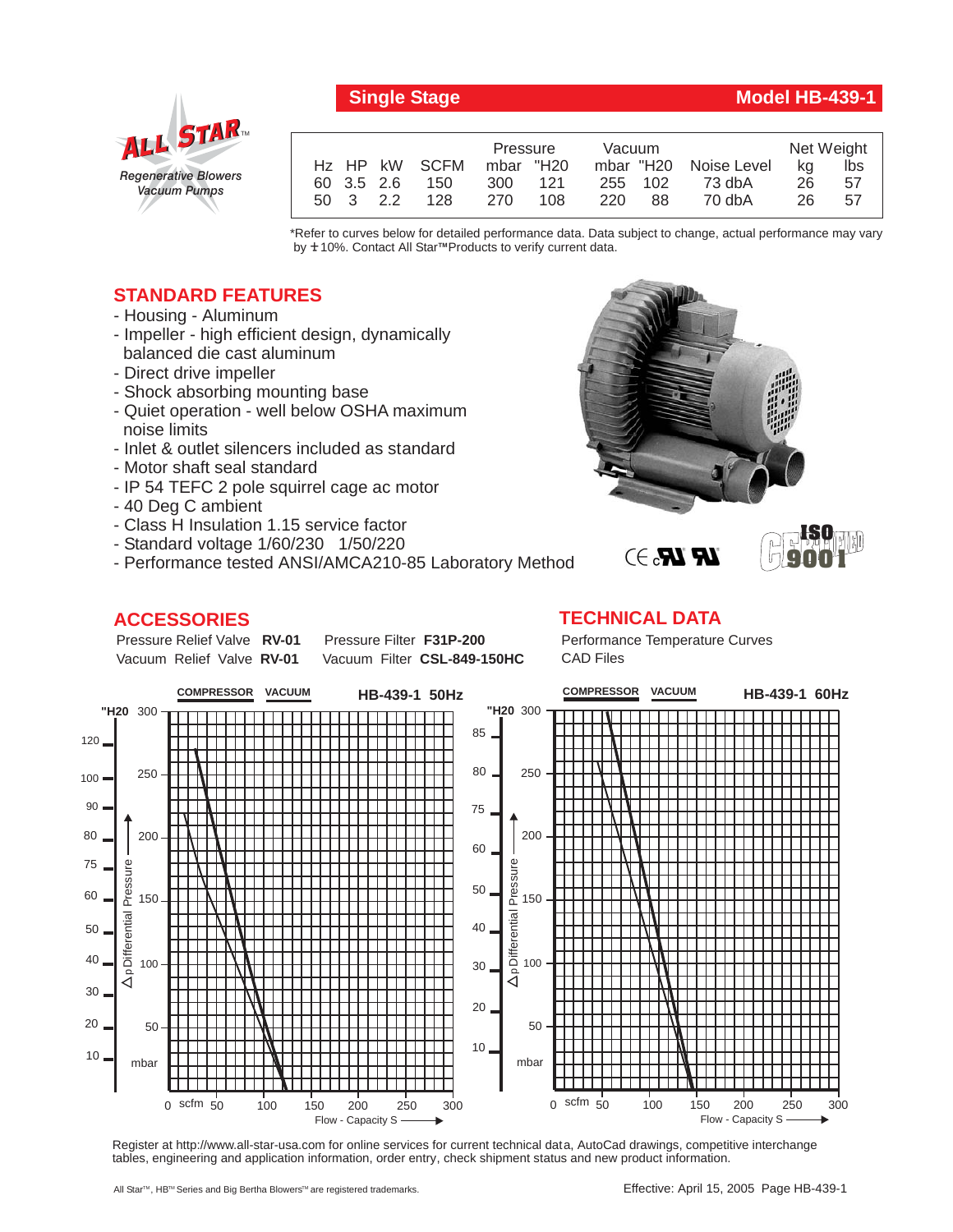# Single Stage — Model HB-439-1

ALL STAR™
*Regenerative Blowers*
*Vacuum Pumps*

| Hz | HP | kW | SCFM | Pressure mbar | Pressure "H20 | Vacuum mbar | Vacuum "H20 | Noise Level | Net Weight kg | Net Weight lbs |
|---|---|---|---|---|---|---|---|---|---|---|
| 60 | 3.5 | 2.6 | 150 | 300 | 121 | 255 | 102 | 73 dbA | 26 | 57 |
| 50 | 3 | 2.2 | 128 | 270 | 108 | 220 | 88 | 70 dbA | 26 | 57 |

*Refer to curves below for detailed performance data. Data subject to change, actual performance may vary by ±10%. Contact All Star™ Products to verify current data.

## STANDARD FEATURES

- Housing - Aluminum
- Impeller - high efficient design, dynamically balanced die cast aluminum
- Direct drive impeller
- Shock absorbing mounting base
- Quiet operation - well below OSHA maximum noise limits
- Inlet & outlet silencers included as standard
- Motor shaft seal standard
- IP 54 TEFC 2 pole squirrel cage ac motor
- 40 Deg C ambient
- Class H Insulation 1.15 service factor
- Standard voltage 1/60/230 1/50/220
- Performance tested ANSI/AMCA210-85 Laboratory Method

## ACCESSORIES

Pressure Relief Valve **RV-01**    Pressure Filter **F31P-200**
Vacuum Relief Valve **RV-01**    Vacuum Filter **CSL-849-150HC**

## TECHNICAL DATA

Performance Temperature Curves
CAD Files

**HB-439-1 50Hz** (COMPRESSOR / VACUUM) — Δp Differential Pressure ("H20 / mbar) vs. Flow - Capacity S (scfm)

**HB-439-1 60Hz** (COMPRESSOR / VACUUM) — Δp Differential Pressure ("H20 / mbar) vs. Flow - Capacity S (scfm)

Register at http://www.all-star-usa.com for online services for current technical data, AutoCad drawings, competitive interchange tables, engineering and application information, order entry, check shipment status and new product information.

All Star™, HB™ Series and Big Bertha Blowers™ are registered trademarks.

Effective: April 15, 2005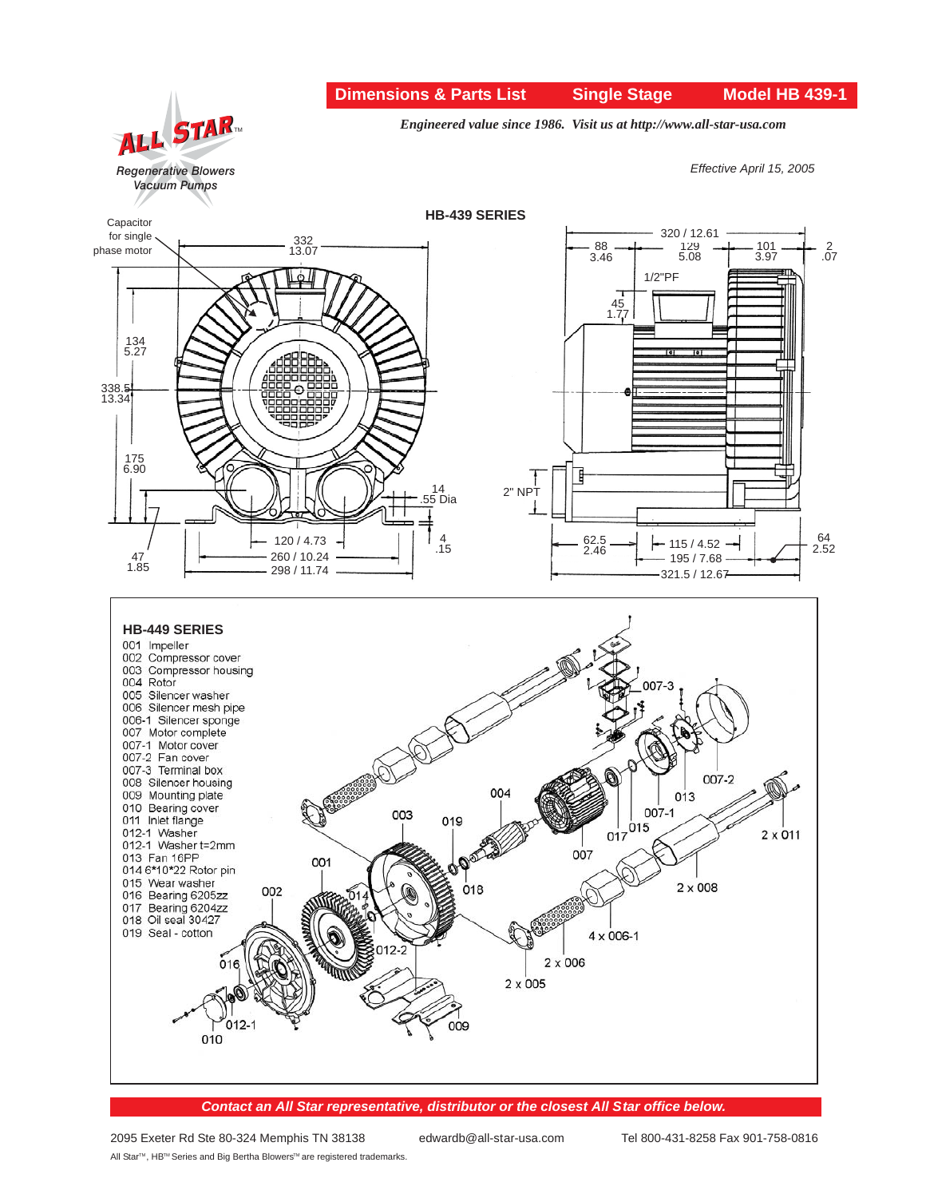## Dimensions & Parts List — Single Stage — Model HB 439-1

ALL STAR™
*Regenerative Blowers*
*Vacuum Pumps*

***Engineered value since 1986. Visit us at http://www.all-star-usa.com***

*Effective April 15, 2005*

### HB-439 SERIES

Capacitor for single phase motor

332
13.07

134
5.27

338.5
13.34

175
6.90

47
1.85

120 / 4.73
260 / 10.24
298 / 11.74

14
.55 Dia

4
.15

320 / 12.61

88
3.46

129
5.08

101
3.97

2
.07

1/2"PF

45
1.77

2" NPT

62.5
2.46

115 / 4.52
195 / 7.68
321.5 / 12.67

64
2.52

### HB-449 SERIES

- 001 Impeller
- 002 Compressor cover
- 003 Compressor housing
- 004 Rotor
- 005 Silencer washer
- 006 Silencer mesh pipe
- 006-1 Silencer sponge
- 007 Motor complete
- 007-1 Motor cover
- 007-2 Fan cover
- 007-3 Terminal box
- 008 Silencer housing
- 009 Mounting plate
- 010 Bearing cover
- 011 Inlet flange
- 012-1 Washer
- 012-1 Washer t=2mm
- 013 Fan 16PP
- 014 6*10*22 Rotor pin
- 015 Wear washer
- 016 Bearing 6205zz
- 017 Bearing 6204zz
- 018 Oil seal 30427
- 019 Seal - cotton

007-3
007-2
013
007-1
015
017
007
2 x 011
004
003
019
018
001
002
014
2 x 008
4 x 006-1
2 x 006
2 x 005
012-2
016
012-1
010
009

***Contact an All Star representative, distributor or the closest All Star office below.***

2095 Exeter Rd Ste 80-324 Memphis TN 38138 — edwardb@all-star-usa.com — Tel 800-431-8258 Fax 901-758-0816

All Star™, HB™ Series and Big Bertha Blowers™ are registered trademarks.